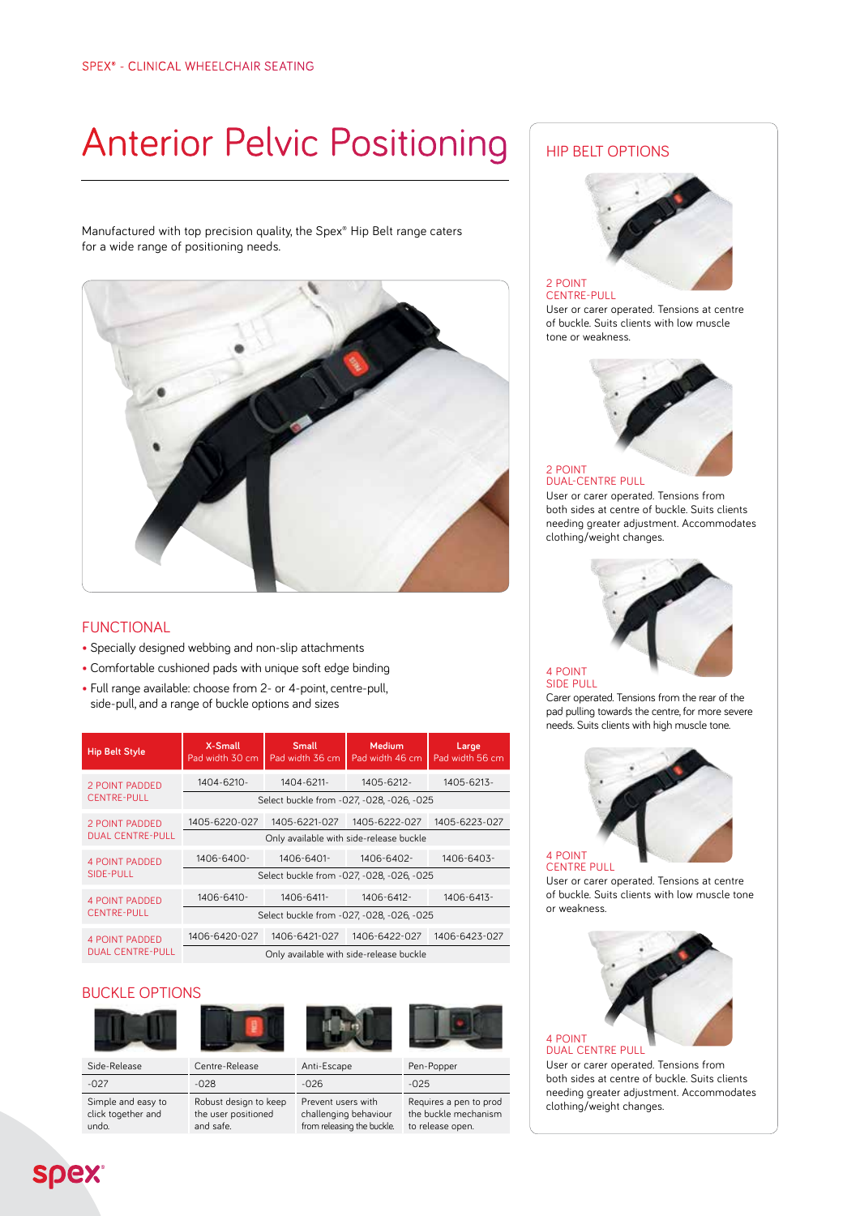SPEX® - CLINICAL WHEELCHAIR SEATING

# Anterior Pelvic Positioning

Manufactured with top precision quality, the Spex® Hip Belt range caters for a wide range of positioning needs.

## FUNCTIONAL

- Specially designed webbing and non-slip attachments
- Comfortable cushioned pads with unique soft edge binding
- Full range available: choose from 2- or 4-point, centre-pull, side-pull, and a range of buckle options and sizes

| Hip Belt Style | X-Small Pad width 30 cm | Small Pad width 36 cm | Medium Pad width 46 cm | Large Pad width 56 cm |
|---|---|---|---|---|
| 2 POINT PADDED CENTRE-PULL | 1404-6210- | 1404-6211- | 1405-6212- | 1405-6213- |
| | Select buckle from -027, -028, -026, -025 | | | |
| 2 POINT PADDED DUAL CENTRE-PULL | 1405-6220-027 | 1405-6221-027 | 1405-6222-027 | 1405-6223-027 |
| | Only available with side-release buckle | | | |
| 4 POINT PADDED SIDE-PULL | 1406-6400- | 1406-6401- | 1406-6402- | 1406-6403- |
| | Select buckle from -027, -028, -026, -025 | | | |
| 4 POINT PADDED CENTRE-PULL | 1406-6410- | 1406-6411- | 1406-6412- | 1406-6413- |
| | Select buckle from -027, -028, -026, -025 | | | |
| 4 POINT PADDED DUAL CENTRE-PULL | 1406-6420-027 | 1406-6421-027 | 1406-6422-027 | 1406-6423-027 |
| | Only available with side-release buckle | | | |

## BUCKLE OPTIONS

| Side-Release | Centre-Release | Anti-Escape | Pen-Popper |
|---|---|---|---|
| -027 | -028 | -026 | -025 |
| Simple and easy to click together and undo. | Robust design to keep the user positioned and safe. | Prevent users with challenging behaviour from releasing the buckle. | Requires a pen to prod the buckle mechanism to release open. |

## HIP BELT OPTIONS

**2 POINT CENTRE-PULL**
User or carer operated. Tensions at centre of buckle. Suits clients with low muscle tone or weakness.

**2 POINT DUAL-CENTRE PULL**
User or carer operated. Tensions from both sides at centre of buckle. Suits clients needing greater adjustment. Accommodates clothing/weight changes.

**4 POINT SIDE PULL**
Carer operated. Tensions from the rear of the pad pulling towards the centre, for more severe needs. Suits clients with high muscle tone.

**4 POINT CENTRE PULL**
User or carer operated. Tensions at centre of buckle. Suits clients with low muscle tone or weakness.

**4 POINT DUAL CENTRE PULL**
User or carer operated. Tensions from both sides at centre of buckle. Suits clients needing greater adjustment. Accommodates clothing/weight changes.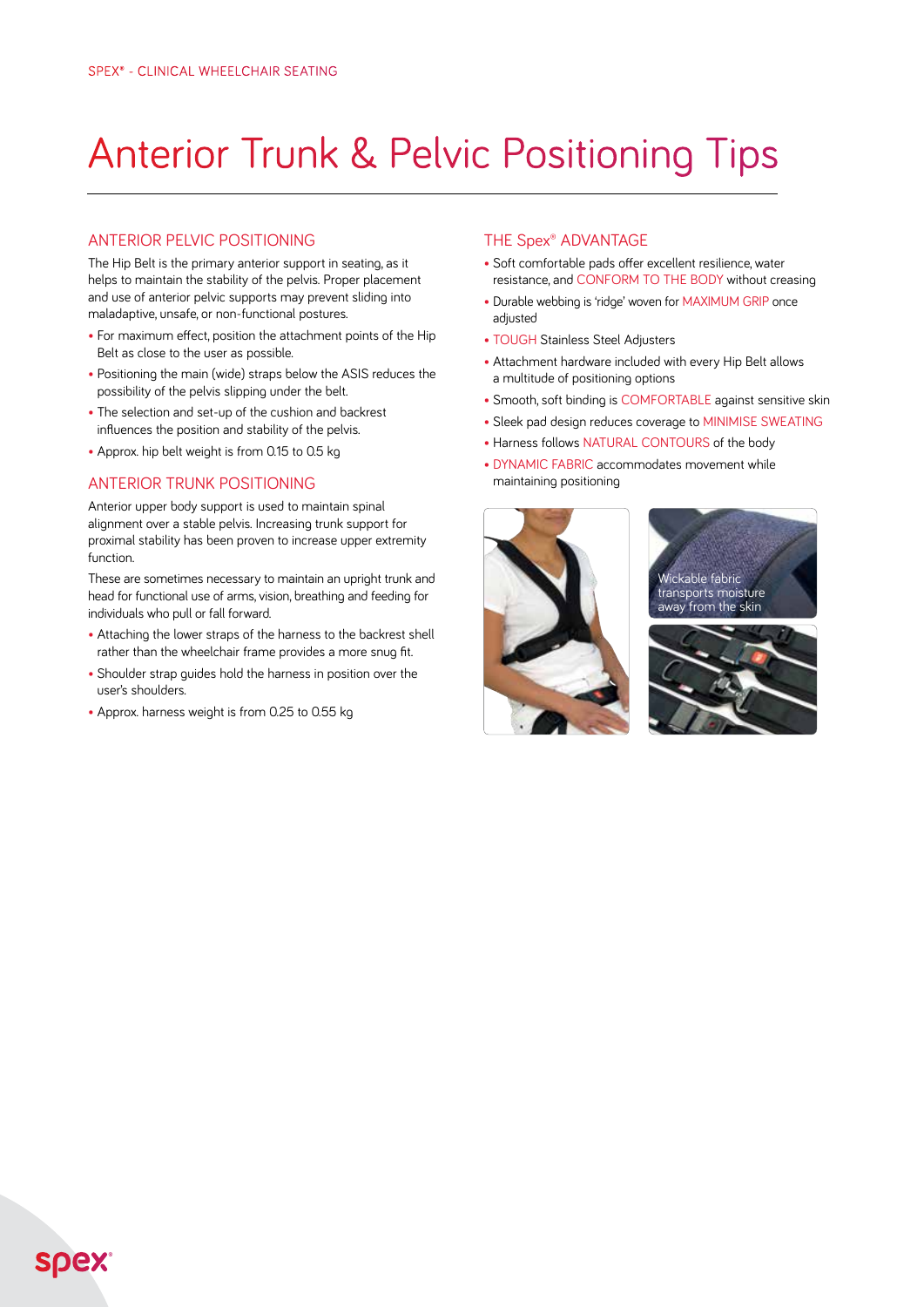# Anterior Trunk & Pelvic Positioning Tips

## ANTERIOR PELVIC POSITIONING

The Hip Belt is the primary anterior support in seating, as it helps to maintain the stability of the pelvis. Proper placement and use of anterior pelvic supports may prevent sliding into maladaptive, unsafe, or non-functional postures.

- For maximum effect, position the attachment points of the Hip Belt as close to the user as possible.
- Positioning the main (wide) straps below the ASIS reduces the possibility of the pelvis slipping under the belt.
- The selection and set-up of the cushion and backrest influences the position and stability of the pelvis.
- Approx. hip belt weight is from 0.15 to 0.5 kg

## ANTERIOR TRUNK POSITIONING

Anterior upper body support is used to maintain spinal alignment over a stable pelvis. Increasing trunk support for proximal stability has been proven to increase upper extremity function.

These are sometimes necessary to maintain an upright trunk and head for functional use of arms, vision, breathing and feeding for individuals who pull or fall forward.

- Attaching the lower straps of the harness to the backrest shell rather than the wheelchair frame provides a more snug fit.
- Shoulder strap guides hold the harness in position over the user's shoulders.
- Approx. harness weight is from 0.25 to 0.55 kg

## THE Spex® ADVANTAGE

- Soft comfortable pads offer excellent resilience, water resistance, and CONFORM TO THE BODY without creasing
- Durable webbing is 'ridge' woven for MAXIMUM GRIP once adjusted
- TOUGH Stainless Steel Adjusters
- Attachment hardware included with every Hip Belt allows a multitude of positioning options
- Smooth, soft binding is COMFORTABLE against sensitive skin
- Sleek pad design reduces coverage to MINIMISE SWEATING
- Harness follows NATURAL CONTOURS of the body
- DYNAMIC FABRIC accommodates movement while maintaining positioning

Wickable fabric transports moisture away from the skin